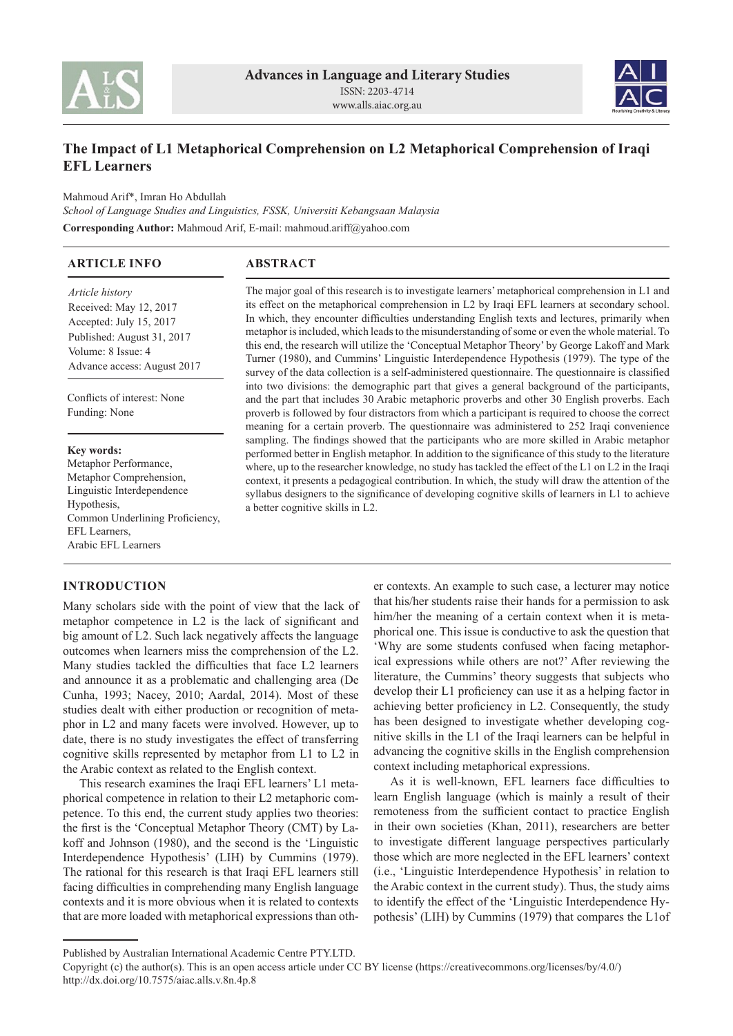# The Impact of L1 Metaphorical Comprehension on L2 Metaphorical Comprehension of Iraqi EFL Learners

Mahmoud Arif*, Imran Ho Abdullah

*School of Language Studies and Linguistics, FSSK, Universiti Kebangsaan Malaysia*

**Corresponding Author:** Mahmoud Arif, E-mail: mahmoud.ariff@yahoo.com

## ARTICLE INFO

*Article history*
Received: May 12, 2017
Accepted: July 15, 2017
Published: August 31, 2017
Volume: 8 Issue: 4
Advance access: August 2017

Conflicts of interest: None
Funding: None

**Key words:**
Metaphor Performance,
Metaphor Comprehension,
Linguistic Interdependence Hypothesis,
Common Underlining Proficiency,
EFL Learners,
Arabic EFL Learners

## ABSTRACT

The major goal of this research is to investigate learners' metaphorical comprehension in L1 and its effect on the metaphorical comprehension in L2 by Iraqi EFL learners at secondary school. In which, they encounter difficulties understanding English texts and lectures, primarily when metaphor is included, which leads to the misunderstanding of some or even the whole material. To this end, the research will utilize the 'Conceptual Metaphor Theory' by George Lakoff and Mark Turner (1980), and Cummins' Linguistic Interdependence Hypothesis (1979). The type of the survey of the data collection is a self-administered questionnaire. The questionnaire is classified into two divisions: the demographic part that gives a general background of the participants, and the part that includes 30 Arabic metaphoric proverbs and other 30 English proverbs. Each proverb is followed by four distractors from which a participant is required to choose the correct meaning for a certain proverb. The questionnaire was administered to 252 Iraqi convenience sampling. The findings showed that the participants who are more skilled in Arabic metaphor performed better in English metaphor. In addition to the significance of this study to the literature where, up to the researcher knowledge, no study has tackled the effect of the L1 on L2 in the Iraqi context, it presents a pedagogical contribution. In which, the study will draw the attention of the syllabus designers to the significance of developing cognitive skills of learners in L1 to achieve a better cognitive skills in L2.

## INTRODUCTION

Many scholars side with the point of view that the lack of metaphor competence in L2 is the lack of significant and big amount of L2. Such lack negatively affects the language outcomes when learners miss the comprehension of the L2. Many studies tackled the difficulties that face L2 learners and announce it as a problematic and challenging area (De Cunha, 1993; Nacey, 2010; Aardal, 2014). Most of these studies dealt with either production or recognition of metaphor in L2 and many facets were involved. However, up to date, there is no study investigates the effect of transferring cognitive skills represented by metaphor from L1 to L2 in the Arabic context as related to the English context.

This research examines the Iraqi EFL learners' L1 metaphorical competence in relation to their L2 metaphoric competence. To this end, the current study applies two theories: the first is the 'Conceptual Metaphor Theory (CMT) by Lakoff and Johnson (1980), and the second is the 'Linguistic Interdependence Hypothesis' (LIH) by Cummins (1979). The rational for this research is that Iraqi EFL learners still facing difficulties in comprehending many English language contexts and it is more obvious when it is related to contexts that are more loaded with metaphorical expressions than other contexts. An example to such case, a lecturer may notice that his/her students raise their hands for a permission to ask him/her the meaning of a certain context when it is metaphorical one. This issue is conductive to ask the question that 'Why are some students confused when facing metaphorical expressions while others are not?' After reviewing the literature, the Cummins' theory suggests that subjects who develop their L1 proficiency can use it as a helping factor in achieving better proficiency in L2. Consequently, the study has been designed to investigate whether developing cognitive skills in the L1 of the Iraqi learners can be helpful in advancing the cognitive skills in the English comprehension context including metaphorical expressions.

As it is well-known, EFL learners face difficulties to learn English language (which is mainly a result of their remoteness from the sufficient contact to practice English in their own societies (Khan, 2011), researchers are better to investigate different language perspectives particularly those which are more neglected in the EFL learners' context (i.e., 'Linguistic Interdependence Hypothesis' in relation to the Arabic context in the current study). Thus, the study aims to identify the effect of the 'Linguistic Interdependence Hypothesis' (LIH) by Cummins (1979) that compares the L1of

---

Published by Australian International Academic Centre PTY.LTD.
Copyright (c) the author(s). This is an open access article under CC BY license (https://creativecommons.org/licenses/by/4.0/)
http://dx.doi.org/10.7575/aiac.alls.v.8n.4p.8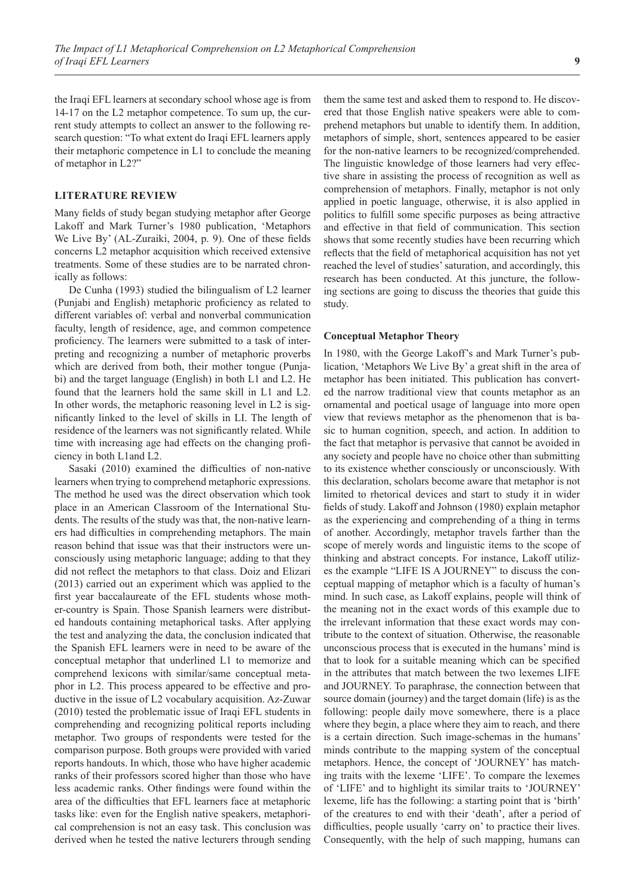the Iraqi EFL learners at secondary school whose age is from 14-17 on the L2 metaphor competence. To sum up, the current study attempts to collect an answer to the following research question: "To what extent do Iraqi EFL learners apply their metaphoric competence in L1 to conclude the meaning of metaphor in L2?"

## LITERATURE REVIEW

Many fields of study began studying metaphor after George Lakoff and Mark Turner's 1980 publication, 'Metaphors We Live By' (AL-Zuraiki, 2004, p. 9). One of these fields concerns L2 metaphor acquisition which received extensive treatments. Some of these studies are to be narrated chronically as follows:

De Cunha (1993) studied the bilingualism of L2 learner (Punjabi and English) metaphoric proficiency as related to different variables of: verbal and nonverbal communication faculty, length of residence, age, and common competence proficiency. The learners were submitted to a task of interpreting and recognizing a number of metaphoric proverbs which are derived from both, their mother tongue (Punjabi) and the target language (English) in both L1 and L2. He found that the learners hold the same skill in L1 and L2. In other words, the metaphoric reasoning level in L2 is significantly linked to the level of skills in LI. The length of residence of the learners was not significantly related. While time with increasing age had effects on the changing proficiency in both L1and L2.

Sasaki (2010) examined the difficulties of non-native learners when trying to comprehend metaphoric expressions. The method he used was the direct observation which took place in an American Classroom of the International Students. The results of the study was that, the non-native learners had difficulties in comprehending metaphors. The main reason behind that issue was that their instructors were unconsciously using metaphoric language; adding to that they did not reflect the metaphors to that class. Doiz and Elizari (2013) carried out an experiment which was applied to the first year baccalaureate of the EFL students whose mother-country is Spain. Those Spanish learners were distributed handouts containing metaphorical tasks. After applying the test and analyzing the data, the conclusion indicated that the Spanish EFL learners were in need to be aware of the conceptual metaphor that underlined L1 to memorize and comprehend lexicons with similar/same conceptual metaphor in L2. This process appeared to be effective and productive in the issue of L2 vocabulary acquisition. Az-Zuwar (2010) tested the problematic issue of Iraqi EFL students in comprehending and recognizing political reports including metaphor. Two groups of respondents were tested for the comparison purpose. Both groups were provided with varied reports handouts. In which, those who have higher academic ranks of their professors scored higher than those who have less academic ranks. Other findings were found within the area of the difficulties that EFL learners face at metaphoric tasks like: even for the English native speakers, metaphorical comprehension is not an easy task. This conclusion was derived when he tested the native lecturers through sending them the same test and asked them to respond to. He discovered that those English native speakers were able to comprehend metaphors but unable to identify them. In addition, metaphors of simple, short, sentences appeared to be easier for the non-native learners to be recognized/comprehended. The linguistic knowledge of those learners had very effective share in assisting the process of recognition as well as comprehension of metaphors. Finally, metaphor is not only applied in poetic language, otherwise, it is also applied in politics to fulfill some specific purposes as being attractive and effective in that field of communication. This section shows that some recently studies have been recurring which reflects that the field of metaphorical acquisition has not yet reached the level of studies' saturation, and accordingly, this research has been conducted. At this juncture, the following sections are going to discuss the theories that guide this study.

### Conceptual Metaphor Theory

In 1980, with the George Lakoff's and Mark Turner's publication, 'Metaphors We Live By' a great shift in the area of metaphor has been initiated. This publication has converted the narrow traditional view that counts metaphor as an ornamental and poetical usage of language into more open view that reviews metaphor as the phenomenon that is basic to human cognition, speech, and action. In addition to the fact that metaphor is pervasive that cannot be avoided in any society and people have no choice other than submitting to its existence whether consciously or unconsciously. With this declaration, scholars become aware that metaphor is not limited to rhetorical devices and start to study it in wider fields of study. Lakoff and Johnson (1980) explain metaphor as the experiencing and comprehending of a thing in terms of another. Accordingly, metaphor travels farther than the scope of merely words and linguistic items to the scope of thinking and abstract concepts. For instance, Lakoff utilizes the example "LIFE IS A JOURNEY" to discuss the conceptual mapping of metaphor which is a faculty of human's mind. In such case, as Lakoff explains, people will think of the meaning not in the exact words of this example due to the irrelevant information that these exact words may contribute to the context of situation. Otherwise, the reasonable unconscious process that is executed in the humans' mind is that to look for a suitable meaning which can be specified in the attributes that match between the two lexemes LIFE and JOURNEY. To paraphrase, the connection between that source domain (journey) and the target domain (life) is as the following: people daily move somewhere, there is a place where they begin, a place where they aim to reach, and there is a certain direction. Such image-schemas in the humans' minds contribute to the mapping system of the conceptual metaphors. Hence, the concept of 'JOURNEY' has matching traits with the lexeme 'LIFE'. To compare the lexemes of 'LIFE' and to highlight its similar traits to 'JOURNEY' lexeme, life has the following: a starting point that is 'birth' of the creatures to end with their 'death', after a period of difficulties, people usually 'carry on' to practice their lives. Consequently, with the help of such mapping, humans can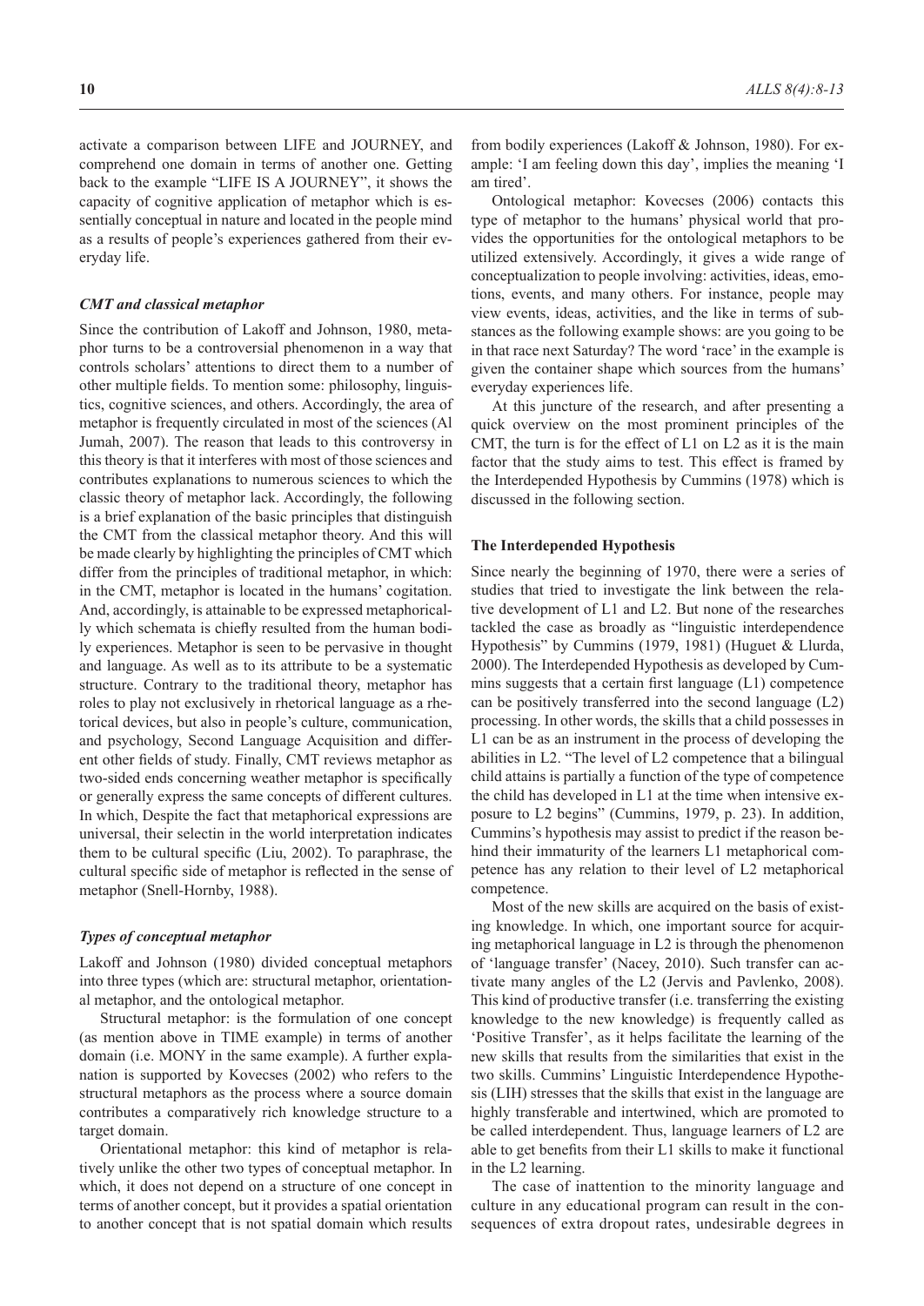activate a comparison between LIFE and JOURNEY, and comprehend one domain in terms of another one. Getting back to the example "LIFE IS A JOURNEY", it shows the capacity of cognitive application of metaphor which is essentially conceptual in nature and located in the people mind as a results of people's experiences gathered from their everyday life.

### *CMT and classical metaphor*

Since the contribution of Lakoff and Johnson, 1980, metaphor turns to be a controversial phenomenon in a way that controls scholars' attentions to direct them to a number of other multiple fields. To mention some: philosophy, linguistics, cognitive sciences, and others. Accordingly, the area of metaphor is frequently circulated in most of the sciences (Al Jumah, 2007). The reason that leads to this controversy in this theory is that it interferes with most of those sciences and contributes explanations to numerous sciences to which the classic theory of metaphor lack. Accordingly, the following is a brief explanation of the basic principles that distinguish the CMT from the classical metaphor theory. And this will be made clearly by highlighting the principles of CMT which differ from the principles of traditional metaphor, in which: in the CMT, metaphor is located in the humans' cogitation. And, accordingly, is attainable to be expressed metaphorically which schemata is chiefly resulted from the human bodily experiences. Metaphor is seen to be pervasive in thought and language. As well as to its attribute to be a systematic structure. Contrary to the traditional theory, metaphor has roles to play not exclusively in rhetorical language as a rhetorical devices, but also in people's culture, communication, and psychology, Second Language Acquisition and different other fields of study. Finally, CMT reviews metaphor as two-sided ends concerning weather metaphor is specifically or generally express the same concepts of different cultures. In which, Despite the fact that metaphorical expressions are universal, their selectin in the world interpretation indicates them to be cultural specific (Liu, 2002). To paraphrase, the cultural specific side of metaphor is reflected in the sense of metaphor (Snell-Hornby, 1988).

### *Types of conceptual metaphor*

Lakoff and Johnson (1980) divided conceptual metaphors into three types (which are: structural metaphor, orientational metaphor, and the ontological metaphor.

Structural metaphor: is the formulation of one concept (as mention above in TIME example) in terms of another domain (i.e. MONY in the same example). A further explanation is supported by Kovecses (2002) who refers to the structural metaphors as the process where a source domain contributes a comparatively rich knowledge structure to a target domain.

Orientational metaphor: this kind of metaphor is relatively unlike the other two types of conceptual metaphor. In which, it does not depend on a structure of one concept in terms of another concept, but it provides a spatial orientation to another concept that is not spatial domain which results from bodily experiences (Lakoff & Johnson, 1980). For example: 'I am feeling down this day', implies the meaning 'I am tired'.

Ontological metaphor: Kovecses (2006) contacts this type of metaphor to the humans' physical world that provides the opportunities for the ontological metaphors to be utilized extensively. Accordingly, it gives a wide range of conceptualization to people involving: activities, ideas, emotions, events, and many others. For instance, people may view events, ideas, activities, and the like in terms of substances as the following example shows: are you going to be in that race next Saturday? The word 'race' in the example is given the container shape which sources from the humans' everyday experiences life.

At this juncture of the research, and after presenting a quick overview on the most prominent principles of the CMT, the turn is for the effect of L1 on L2 as it is the main factor that the study aims to test. This effect is framed by the Interdepended Hypothesis by Cummins (1978) which is discussed in the following section.

## The Interdepended Hypothesis

Since nearly the beginning of 1970, there were a series of studies that tried to investigate the link between the relative development of L1 and L2. But none of the researches tackled the case as broadly as "linguistic interdependence Hypothesis" by Cummins (1979, 1981) (Huguet & Llurda, 2000). The Interdepended Hypothesis as developed by Cummins suggests that a certain first language (L1) competence can be positively transferred into the second language (L2) processing. In other words, the skills that a child possesses in L1 can be as an instrument in the process of developing the abilities in L2. "The level of L2 competence that a bilingual child attains is partially a function of the type of competence the child has developed in L1 at the time when intensive exposure to L2 begins" (Cummins, 1979, p. 23). In addition, Cummins's hypothesis may assist to predict if the reason behind their immaturity of the learners L1 metaphorical competence has any relation to their level of L2 metaphorical competence.

Most of the new skills are acquired on the basis of existing knowledge. In which, one important source for acquiring metaphorical language in L2 is through the phenomenon of 'language transfer' (Nacey, 2010). Such transfer can activate many angles of the L2 (Jervis and Pavlenko, 2008). This kind of productive transfer (i.e. transferring the existing knowledge to the new knowledge) is frequently called as 'Positive Transfer', as it helps facilitate the learning of the new skills that results from the similarities that exist in the two skills. Cummins' Linguistic Interdependence Hypothesis (LIH) stresses that the skills that exist in the language are highly transferable and intertwined, which are promoted to be called interdependent. Thus, language learners of L2 are able to get benefits from their L1 skills to make it functional in the L2 learning.

The case of inattention to the minority language and culture in any educational program can result in the consequences of extra dropout rates, undesirable degrees in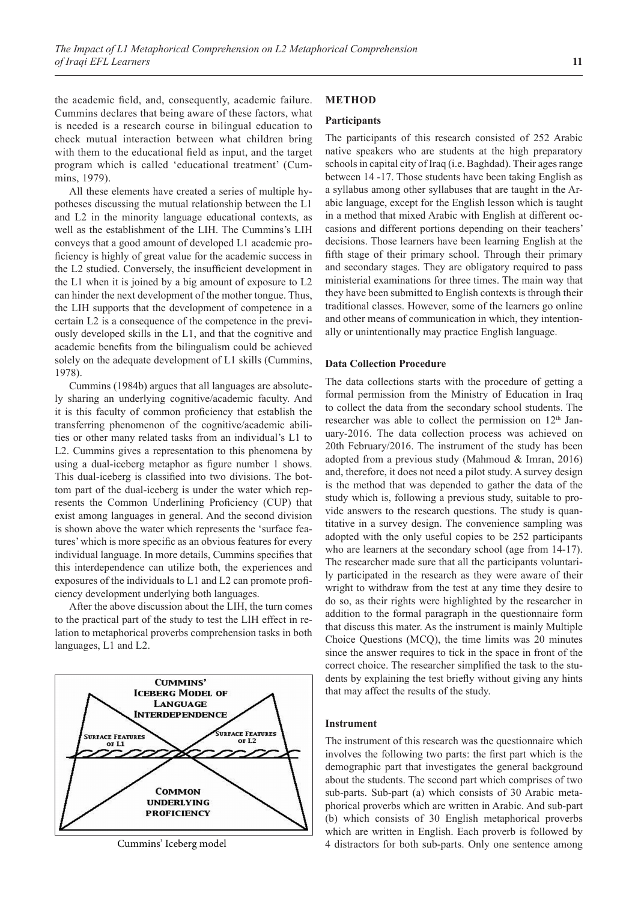the academic field, and, consequently, academic failure. Cummins declares that being aware of these factors, what is needed is a research course in bilingual education to check mutual interaction between what children bring with them to the educational field as input, and the target program which is called 'educational treatment' (Cummins, 1979).

All these elements have created a series of multiple hypotheses discussing the mutual relationship between the L1 and L2 in the minority language educational contexts, as well as the establishment of the LIH. The Cummins's LIH conveys that a good amount of developed L1 academic proficiency is highly of great value for the academic success in the L2 studied. Conversely, the insufficient development in the L1 when it is joined by a big amount of exposure to L2 can hinder the next development of the mother tongue. Thus, the LIH supports that the development of competence in a certain L2 is a consequence of the competence in the previously developed skills in the L1, and that the cognitive and academic benefits from the bilingualism could be achieved solely on the adequate development of L1 skills (Cummins, 1978).

Cummins (1984b) argues that all languages are absolutely sharing an underlying cognitive/academic faculty. And it is this faculty of common proficiency that establish the transferring phenomenon of the cognitive/academic abilities or other many related tasks from an individual's L1 to L2. Cummins gives a representation to this phenomena by using a dual-iceberg metaphor as figure number 1 shows. This dual-iceberg is classified into two divisions. The bottom part of the dual-iceberg is under the water which represents the Common Underlining Proficiency (CUP) that exist among languages in general. And the second division is shown above the water which represents the 'surface features' which is more specific as an obvious features for every individual language. In more details, Cummins specifies that this interdependence can utilize both, the experiences and exposures of the individuals to L1 and L2 can promote proficiency development underlying both languages.

After the above discussion about the LIH, the turn comes to the practical part of the study to test the LIH effect in relation to metaphorical proverbs comprehension tasks in both languages, L1 and L2.

CUMMINS' ICEBERG MODEL OF LANGUAGE INTERDEPENDENCE

SURFACE FEATURES OF L1 | SURFACE FEATURES OF L2

COMMON UNDERLYING PROFICIENCY

Cummins' Iceberg model

## METHOD

### Participants

The participants of this research consisted of 252 Arabic native speakers who are students at the high preparatory schools in capital city of Iraq (i.e. Baghdad). Their ages range between 14 -17. Those students have been taking English as a syllabus among other syllabuses that are taught in the Arabic language, except for the English lesson which is taught in a method that mixed Arabic with English at different occasions and different portions depending on their teachers' decisions. Those learners have been learning English at the fifth stage of their primary school. Through their primary and secondary stages. They are obligatory required to pass ministerial examinations for three times. The main way that they have been submitted to English contexts is through their traditional classes. However, some of the learners go online and other means of communication in which, they intentionally or unintentionally may practice English language.

### Data Collection Procedure

The data collections starts with the procedure of getting a formal permission from the Ministry of Education in Iraq to collect the data from the secondary school students. The researcher was able to collect the permission on 12th January-2016. The data collection process was achieved on 20th February/2016. The instrument of the study has been adopted from a previous study (Mahmoud & Imran, 2016) and, therefore, it does not need a pilot study. A survey design is the method that was depended to gather the data of the study which is, following a previous study, suitable to provide answers to the research questions. The study is quantitative in a survey design. The convenience sampling was adopted with the only useful copies to be 252 participants who are learners at the secondary school (age from 14-17). The researcher made sure that all the participants voluntarily participated in the research as they were aware of their wright to withdraw from the test at any time they desire to do so, as their rights were highlighted by the researcher in addition to the formal paragraph in the questionnaire form that discuss this mater. As the instrument is mainly Multiple Choice Questions (MCQ), the time limits was 20 minutes since the answer requires to tick in the space in front of the correct choice. The researcher simplified the task to the students by explaining the test briefly without giving any hints that may affect the results of the study.

### Instrument

The instrument of this research was the questionnaire which involves the following two parts: the first part which is the demographic part that investigates the general background about the students. The second part which comprises of two sub-parts. Sub-part (a) which consists of 30 Arabic metaphorical proverbs which are written in Arabic. And sub-part (b) which consists of 30 English metaphorical proverbs which are written in English. Each proverb is followed by 4 distractors for both sub-parts. Only one sentence among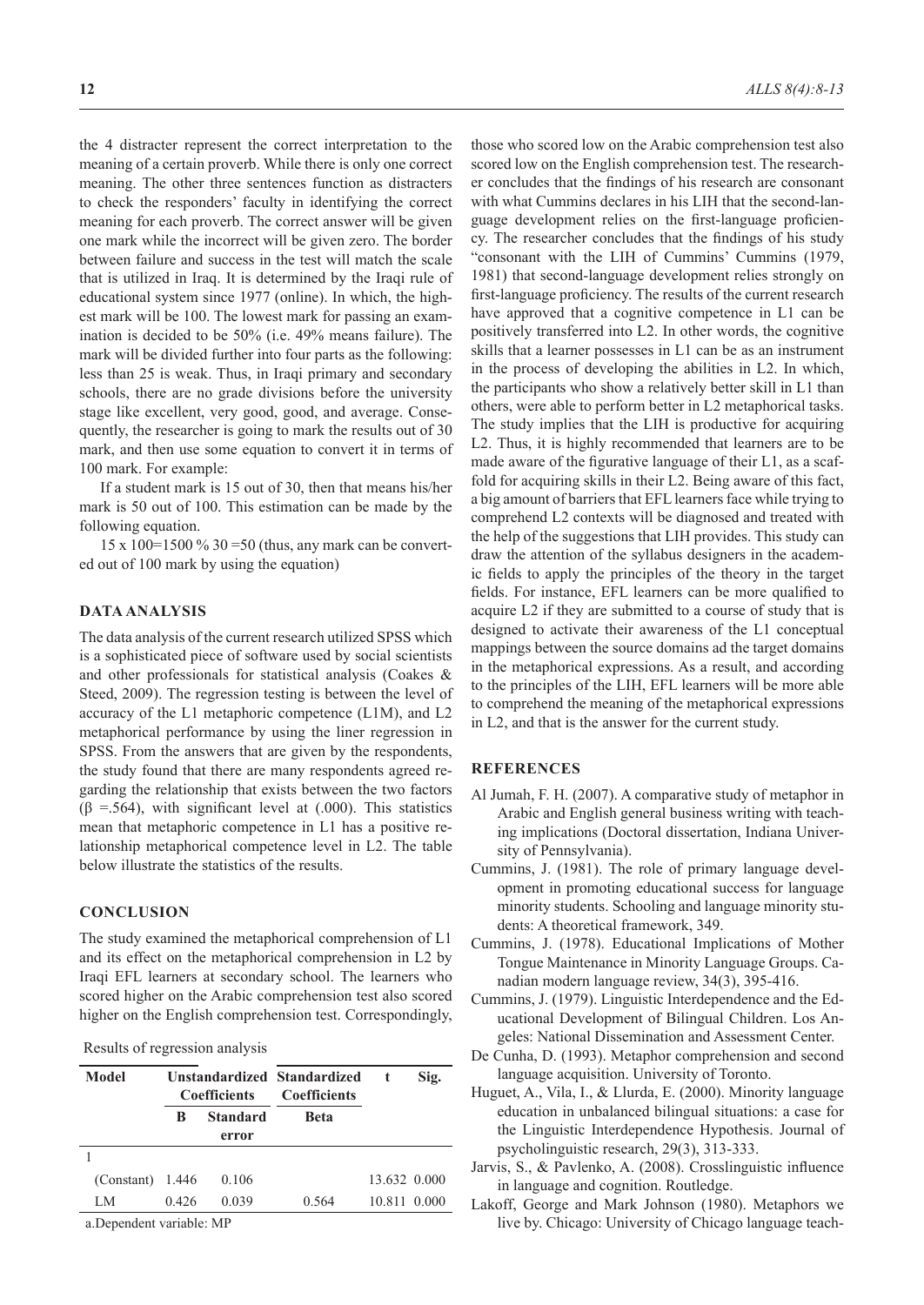the 4 distracter represent the correct interpretation to the meaning of a certain proverb. While there is only one correct meaning. The other three sentences function as distracters to check the responders' faculty in identifying the correct meaning for each proverb. The correct answer will be given one mark while the incorrect will be given zero. The border between failure and success in the test will match the scale that is utilized in Iraq. It is determined by the Iraqi rule of educational system since 1977 (online). In which, the highest mark will be 100. The lowest mark for passing an examination is decided to be 50% (i.e. 49% means failure). The mark will be divided further into four parts as the following: less than 25 is weak. Thus, in Iraqi primary and secondary schools, there are no grade divisions before the university stage like excellent, very good, good, and average. Consequently, the researcher is going to mark the results out of 30 mark, and then use some equation to convert it in terms of 100 mark. For example:

If a student mark is 15 out of 30, then that means his/her mark is 50 out of 100. This estimation can be made by the following equation.

15 x 100=1500 % 30 =50 (thus, any mark can be converted out of 100 mark by using the equation)

## DATA ANALYSIS

The data analysis of the current research utilized SPSS which is a sophisticated piece of software used by social scientists and other professionals for statistical analysis (Coakes & Steed, 2009). The regression testing is between the level of accuracy of the L1 metaphoric competence (L1M), and L2 metaphorical performance by using the liner regression in SPSS. From the answers that are given by the respondents, the study found that there are many respondents agreed regarding the relationship that exists between the two factors ($\beta$ =.564), with significant level at (.000). This statistics mean that metaphoric competence in L1 has a positive relationship metaphorical competence level in L2. The table below illustrate the statistics of the results.

## CONCLUSION

The study examined the metaphorical comprehension of L1 and its effect on the metaphorical comprehension in L2 by Iraqi EFL learners at secondary school. The learners who scored higher on the Arabic comprehension test also scored higher on the English comprehension test. Correspondingly, those who scored low on the Arabic comprehension test also scored low on the English comprehension test. The researcher concludes that the findings of his research are consonant with what Cummins declares in his LIH that the second-language development relies on the first-language proficiency. The researcher concludes that the findings of his study "consonant with the LIH of Cummins' Cummins (1979, 1981) that second-language development relies strongly on first-language proficiency. The results of the current research have approved that a cognitive competence in L1 can be positively transferred into L2. In other words, the cognitive skills that a learner possesses in L1 can be as an instrument in the process of developing the abilities in L2. In which, the participants who show a relatively better skill in L1 than others, were able to perform better in L2 metaphorical tasks. The study implies that the LIH is productive for acquiring L2. Thus, it is highly recommended that learners are to be made aware of the figurative language of their L1, as a scaffold for acquiring skills in their L2. Being aware of this fact, a big amount of barriers that EFL learners face while trying to comprehend L2 contexts will be diagnosed and treated with the help of the suggestions that LIH provides. This study can draw the attention of the syllabus designers in the academic fields to apply the principles of the theory in the target fields. For instance, EFL learners can be more qualified to acquire L2 if they are submitted to a course of study that is designed to activate their awareness of the L1 conceptual mappings between the source domains ad the target domains in the metaphorical expressions. As a result, and according to the principles of the LIH, EFL learners will be more able to comprehend the meaning of the metaphorical expressions in L2, and that is the answer for the current study.

Results of regression analysis

| Model | Unstandardized Coefficients | | Standardized Coefficients | t | Sig. |
|---|---|---|---|---|---|
| | B | Standard error | Beta | | |
| 1 | | | | | |
| (Constant) | 1.446 | 0.106 | | 13.632 | 0.000 |
| LM | 0.426 | 0.039 | 0.564 | 10.811 | 0.000 |

a.Dependent variable: MP

## REFERENCES

Al Jumah, F. H. (2007). A comparative study of metaphor in Arabic and English general business writing with teaching implications (Doctoral dissertation, Indiana University of Pennsylvania).

Cummins, J. (1981). The role of primary language development in promoting educational success for language minority students. Schooling and language minority students: A theoretical framework, 349.

Cummins, J. (1978). Educational Implications of Mother Tongue Maintenance in Minority Language Groups. Canadian modern language review, 34(3), 395-416.

Cummins, J. (1979). Linguistic Interdependence and the Educational Development of Bilingual Children. Los Angeles: National Dissemination and Assessment Center.

De Cunha, D. (1993). Metaphor comprehension and second language acquisition. University of Toronto.

Huguet, A., Vila, I., & Llurda, E. (2000). Minority language education in unbalanced bilingual situations: a case for the Linguistic Interdependence Hypothesis. Journal of psycholinguistic research, 29(3), 313-333.

Jarvis, S., & Pavlenko, A. (2008). Crosslinguistic influence in language and cognition. Routledge.

Lakoff, George and Mark Johnson (1980). Metaphors we live by. Chicago: University of Chicago language teach-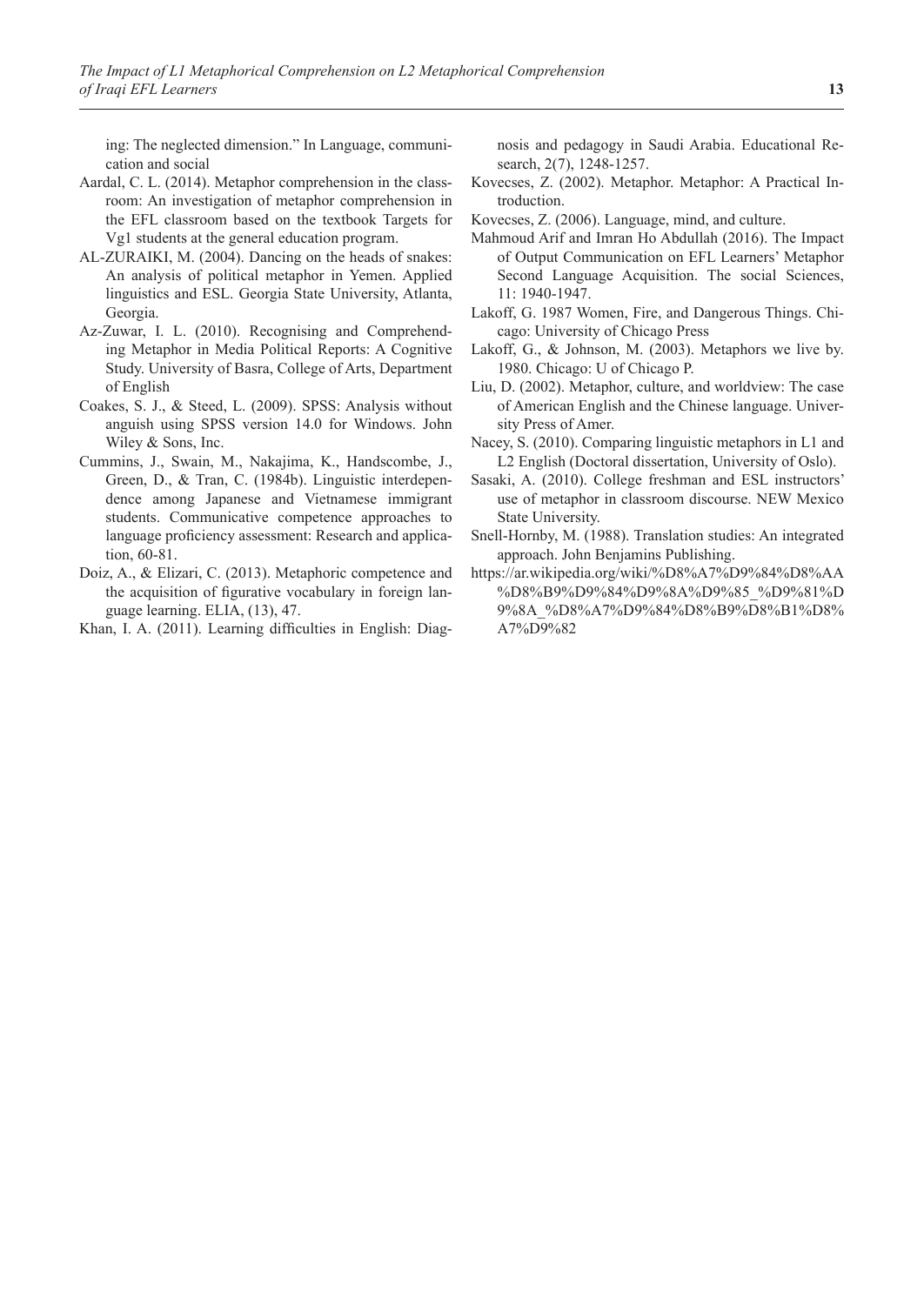ing: The neglected dimension." In Language, communication and social

Aardal, C. L. (2014). Metaphor comprehension in the classroom: An investigation of metaphor comprehension in the EFL classroom based on the textbook Targets for Vg1 students at the general education program.

AL-ZURAIKI, M. (2004). Dancing on the heads of snakes: An analysis of political metaphor in Yemen. Applied linguistics and ESL. Georgia State University, Atlanta, Georgia.

Az-Zuwar, I. L. (2010). Recognising and Comprehending Metaphor in Media Political Reports: A Cognitive Study. University of Basra, College of Arts, Department of English

Coakes, S. J., & Steed, L. (2009). SPSS: Analysis without anguish using SPSS version 14.0 for Windows. John Wiley & Sons, Inc.

Cummins, J., Swain, M., Nakajima, K., Handscombe, J., Green, D., & Tran, C. (1984b). Linguistic interdependence among Japanese and Vietnamese immigrant students. Communicative competence approaches to language proficiency assessment: Research and application, 60-81.

Doiz, A., & Elizari, C. (2013). Metaphoric competence and the acquisition of figurative vocabulary in foreign language learning. ELIA, (13), 47.

Khan, I. A. (2011). Learning difficulties in English: Diagnosis and pedagogy in Saudi Arabia. Educational Research, 2(7), 1248-1257.

Kovecses, Z. (2002). Metaphor. Metaphor: A Practical Introduction.

Kovecses, Z. (2006). Language, mind, and culture.

Mahmoud Arif and Imran Ho Abdullah (2016). The Impact of Output Communication on EFL Learners' Metaphor Second Language Acquisition. The social Sciences, 11: 1940-1947.

Lakoff, G. 1987 Women, Fire, and Dangerous Things. Chicago: University of Chicago Press

Lakoff, G., & Johnson, M. (2003). Metaphors we live by. 1980. Chicago: U of Chicago P.

Liu, D. (2002). Metaphor, culture, and worldview: The case of American English and the Chinese language. University Press of Amer.

Nacey, S. (2010). Comparing linguistic metaphors in L1 and L2 English (Doctoral dissertation, University of Oslo).

Sasaki, A. (2010). College freshman and ESL instructors' use of metaphor in classroom discourse. NEW Mexico State University.

Snell-Hornby, M. (1988). Translation studies: An integrated approach. John Benjamins Publishing.

https://ar.wikipedia.org/wiki/%D8%A7%D9%84%D8%AA%D8%B9%D9%84%D9%8A%D9%85_%D9%81%D9%8A_%D8%A7%D9%84%D8%B9%D8%B1%D8%A7%D9%82